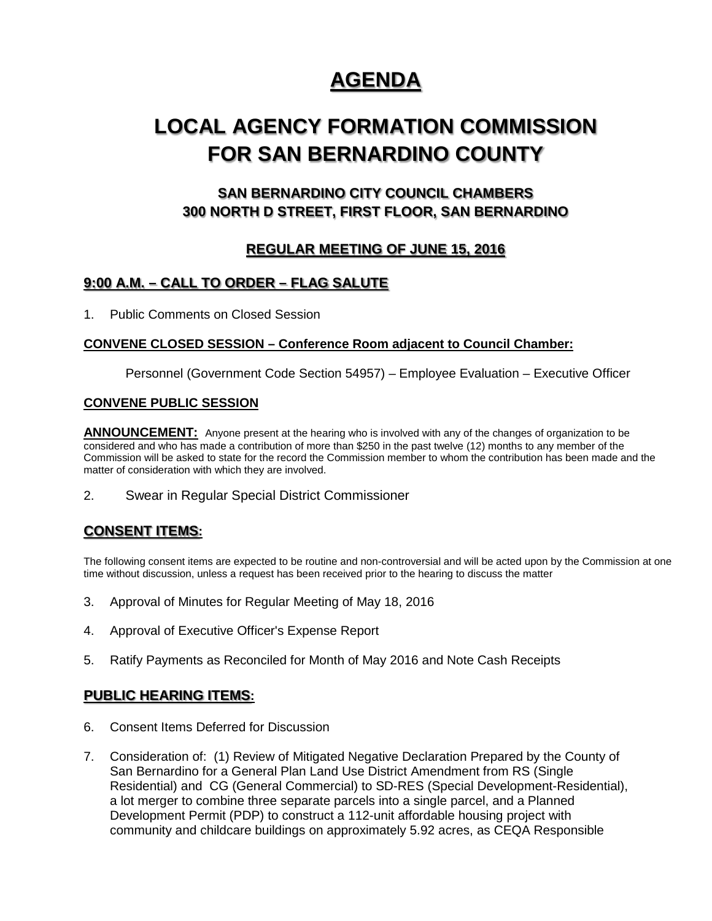# AGENDA

# LOCAL AGENCY FORMATION COMMISSION FOR SAN BERNARDINO COUNTY

### SAN BERNARDINO CITY COUNCIL CHAMBERS
### 300 NORTH D STREET, FIRST FLOOR, SAN BERNARDINO

### REGULAR MEETING OF JUNE 15, 2016

### 9:00 A.M. – CALL TO ORDER – FLAG SALUTE

1. Public Comments on Closed Session

**CONVENE CLOSED SESSION – Conference Room adjacent to Council Chamber:**

Personnel (Government Code Section 54957) – Employee Evaluation – Executive Officer

**CONVENE PUBLIC SESSION**

**ANNOUNCEMENT:** Anyone present at the hearing who is involved with any of the changes of organization to be considered and who has made a contribution of more than $250 in the past twelve (12) months to any member of the Commission will be asked to state for the record the Commission member to whom the contribution has been made and the matter of consideration with which they are involved.

2. Swear in Regular Special District Commissioner

## CONSENT ITEMS:

The following consent items are expected to be routine and non-controversial and will be acted upon by the Commission at one time without discussion, unless a request has been received prior to the hearing to discuss the matter

3. Approval of Minutes for Regular Meeting of May 18, 2016
4. Approval of Executive Officer's Expense Report
5. Ratify Payments as Reconciled for Month of May 2016 and Note Cash Receipts

## PUBLIC HEARING ITEMS:

6. Consent Items Deferred for Discussion
7. Consideration of: (1) Review of Mitigated Negative Declaration Prepared by the County of San Bernardino for a General Plan Land Use District Amendment from RS (Single Residential) and CG (General Commercial) to SD-RES (Special Development-Residential), a lot merger to combine three separate parcels into a single parcel, and a Planned Development Permit (PDP) to construct a 112-unit affordable housing project with community and childcare buildings on approximately 5.92 acres, as CEQA Responsible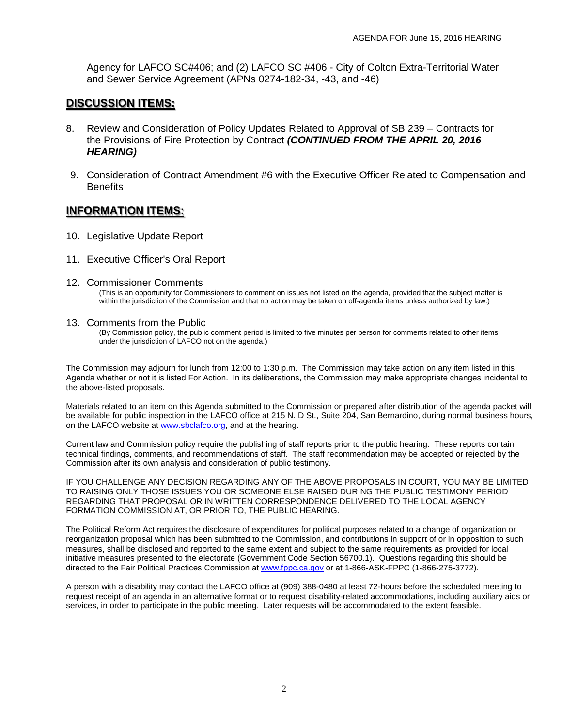Agency for LAFCO SC#406; and (2) LAFCO SC #406 - City of Colton Extra-Territorial Water and Sewer Service Agreement (APNs 0274-182-34, -43, and -46)

## DISCUSSION ITEMS:

8. Review and Consideration of Policy Updates Related to Approval of SB 239 – Contracts for the Provisions of Fire Protection by Contract ***(CONTINUED FROM THE APRIL 20, 2016 HEARING)***

9. Consideration of Contract Amendment #6 with the Executive Officer Related to Compensation and Benefits

## INFORMATION ITEMS:

10. Legislative Update Report

11. Executive Officer's Oral Report

12. Commissioner Comments

    (This is an opportunity for Commissioners to comment on issues not listed on the agenda, provided that the subject matter is within the jurisdiction of the Commission and that no action may be taken on off-agenda items unless authorized by law.)

13. Comments from the Public

    (By Commission policy, the public comment period is limited to five minutes per person for comments related to other items under the jurisdiction of LAFCO not on the agenda.)

The Commission may adjourn for lunch from 12:00 to 1:30 p.m. The Commission may take action on any item listed in this Agenda whether or not it is listed For Action. In its deliberations, the Commission may make appropriate changes incidental to the above-listed proposals.

Materials related to an item on this Agenda submitted to the Commission or prepared after distribution of the agenda packet will be available for public inspection in the LAFCO office at 215 N. D St., Suite 204, San Bernardino, during normal business hours, on the LAFCO website at www.sbclafco.org, and at the hearing.

Current law and Commission policy require the publishing of staff reports prior to the public hearing. These reports contain technical findings, comments, and recommendations of staff. The staff recommendation may be accepted or rejected by the Commission after its own analysis and consideration of public testimony.

IF YOU CHALLENGE ANY DECISION REGARDING ANY OF THE ABOVE PROPOSALS IN COURT, YOU MAY BE LIMITED TO RAISING ONLY THOSE ISSUES YOU OR SOMEONE ELSE RAISED DURING THE PUBLIC TESTIMONY PERIOD REGARDING THAT PROPOSAL OR IN WRITTEN CORRESPONDENCE DELIVERED TO THE LOCAL AGENCY FORMATION COMMISSION AT, OR PRIOR TO, THE PUBLIC HEARING.

The Political Reform Act requires the disclosure of expenditures for political purposes related to a change of organization or reorganization proposal which has been submitted to the Commission, and contributions in support of or in opposition to such measures, shall be disclosed and reported to the same extent and subject to the same requirements as provided for local initiative measures presented to the electorate (Government Code Section 56700.1). Questions regarding this should be directed to the Fair Political Practices Commission at www.fppc.ca.gov or at 1-866-ASK-FPPC (1-866-275-3772).

A person with a disability may contact the LAFCO office at (909) 388-0480 at least 72-hours before the scheduled meeting to request receipt of an agenda in an alternative format or to request disability-related accommodations, including auxiliary aids or services, in order to participate in the public meeting. Later requests will be accommodated to the extent feasible.